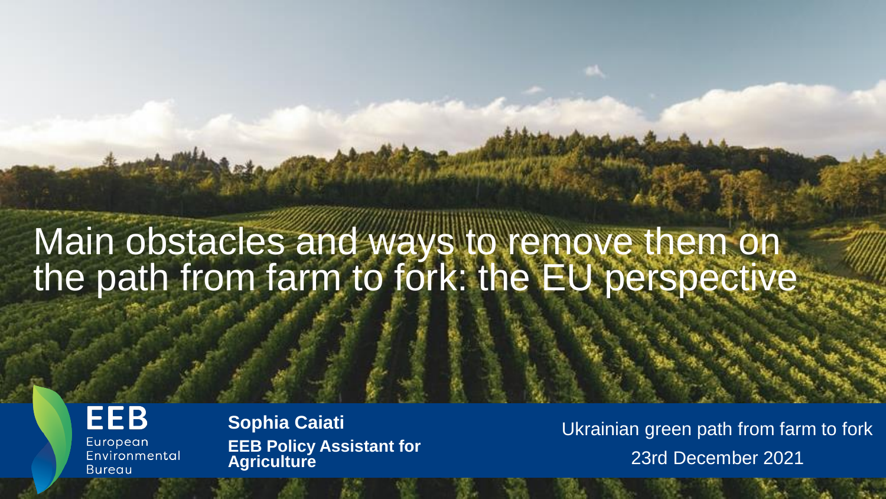# Main obstacles and ways to remove them on the path from farm to fork: the EU perspective

EEB
European
Environmental
Bureau

**Sophia Caiati**
**EEB Policy Assistant for Agriculture**

Ukrainian green path from farm to fork
23rd December 2021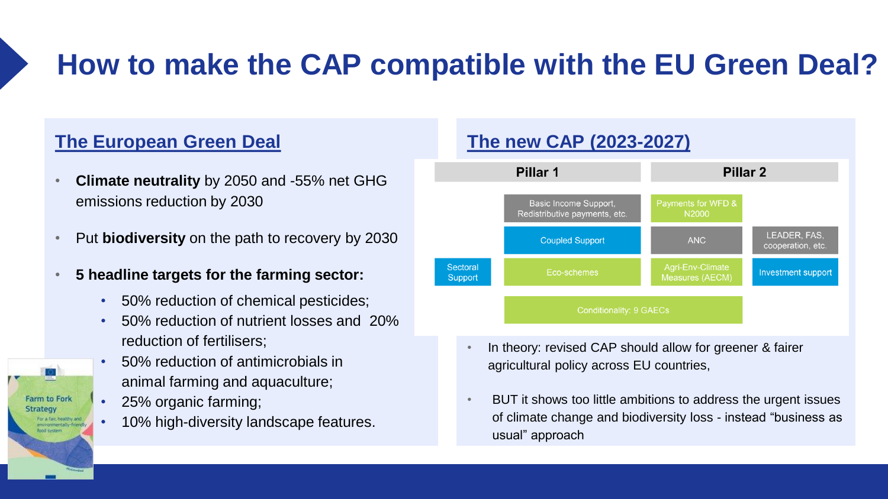# How to make the CAP compatible with the EU Green Deal?

## The European Green Deal

- **Climate neutrality** by 2050 and -55% net GHG emissions reduction by 2030
- Put **biodiversity** on the path to recovery by 2030
- **5 headline targets for the farming sector:**
  - 50% reduction of chemical pesticides;
  - 50% reduction of nutrient losses and 20% reduction of fertilisers;
  - 50% reduction of antimicrobials in animal farming and aquaculture;
  - 25% organic farming;
  - 10% high-diversity landscape features.

Farm to Fork Strategy
For a fair, healthy and environmentally-friendly food system

## The new CAP (2023-2027)

| Pillar 1 | | Pillar 2 | |
|---|---|---|---|
| | Basic Income Support, Redistributive payments, etc. | Payments for WFD & N2000 | |
| | Coupled Support | ANC | LEADER, FAS, cooperation, etc. |
| Sectoral Support | Eco-schemes | Agri-Env-Climate Measures (AECM) | Investment support |
| | Conditionality: 9 GAECs | | |

- In theory: revised CAP should allow for greener & fairer agricultural policy across EU countries,
- BUT it shows too little ambitions to address the urgent issues of climate change and biodiversity loss - instead “business as usual” approach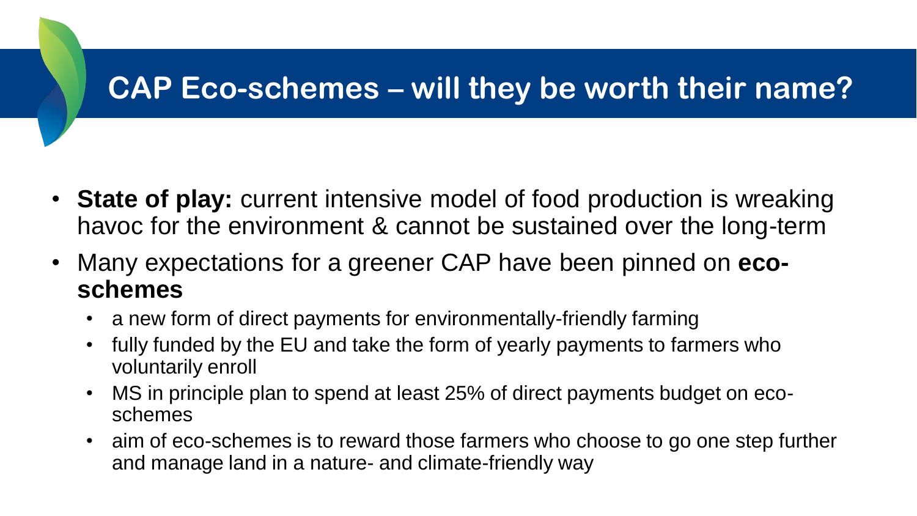# CAP Eco-schemes – will they be worth their name?

- **State of play:** current intensive model of food production is wreaking havoc for the environment & cannot be sustained over the long-term
- Many expectations for a greener CAP have been pinned on **eco-schemes**
  - a new form of direct payments for environmentally-friendly farming
  - fully funded by the EU and take the form of yearly payments to farmers who voluntarily enroll
  - MS in principle plan to spend at least 25% of direct payments budget on eco-schemes
  - aim of eco-schemes is to reward those farmers who choose to go one step further and manage land in a nature- and climate-friendly way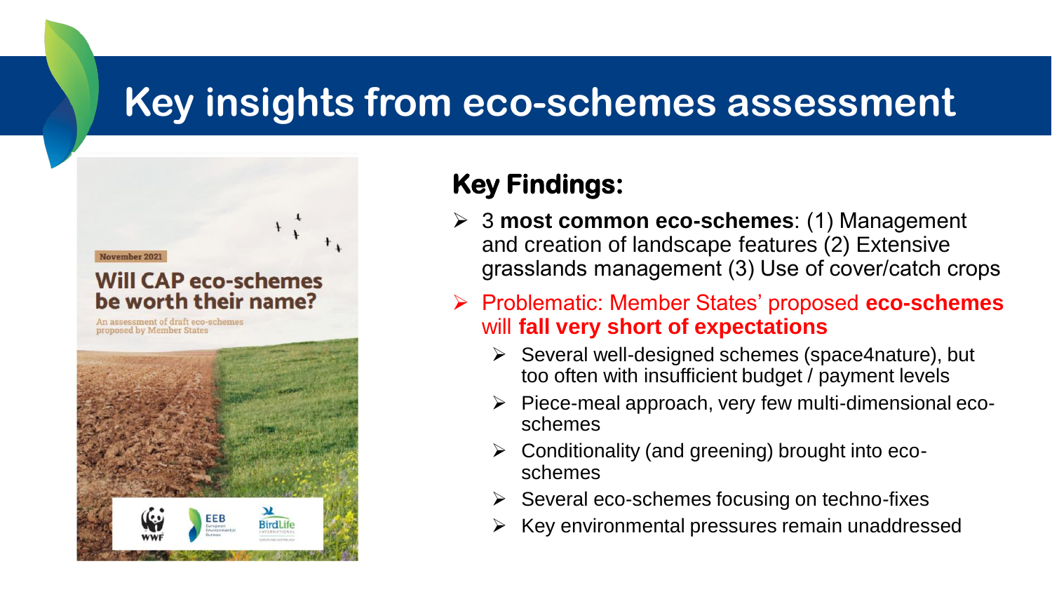# Key insights from eco-schemes assessment

November 2021

**Will CAP eco-schemes be worth their name?**

An assessment of draft eco-schemes proposed by Member States

WWF | EEB European Environmental Bureau | BirdLife International

## Key Findings:

- 3 **most common eco-schemes**: (1) Management and creation of landscape features (2) Extensive grasslands management (3) Use of cover/catch crops
- Problematic: Member States' proposed **eco-schemes** will **fall very short of expectations**
  - Several well-designed schemes (space4nature), but too often with insufficient budget / payment levels
  - Piece-meal approach, very few multi-dimensional eco-schemes
  - Conditionality (and greening) brought into eco-schemes
  - Several eco-schemes focusing on techno-fixes
  - Key environmental pressures remain unaddressed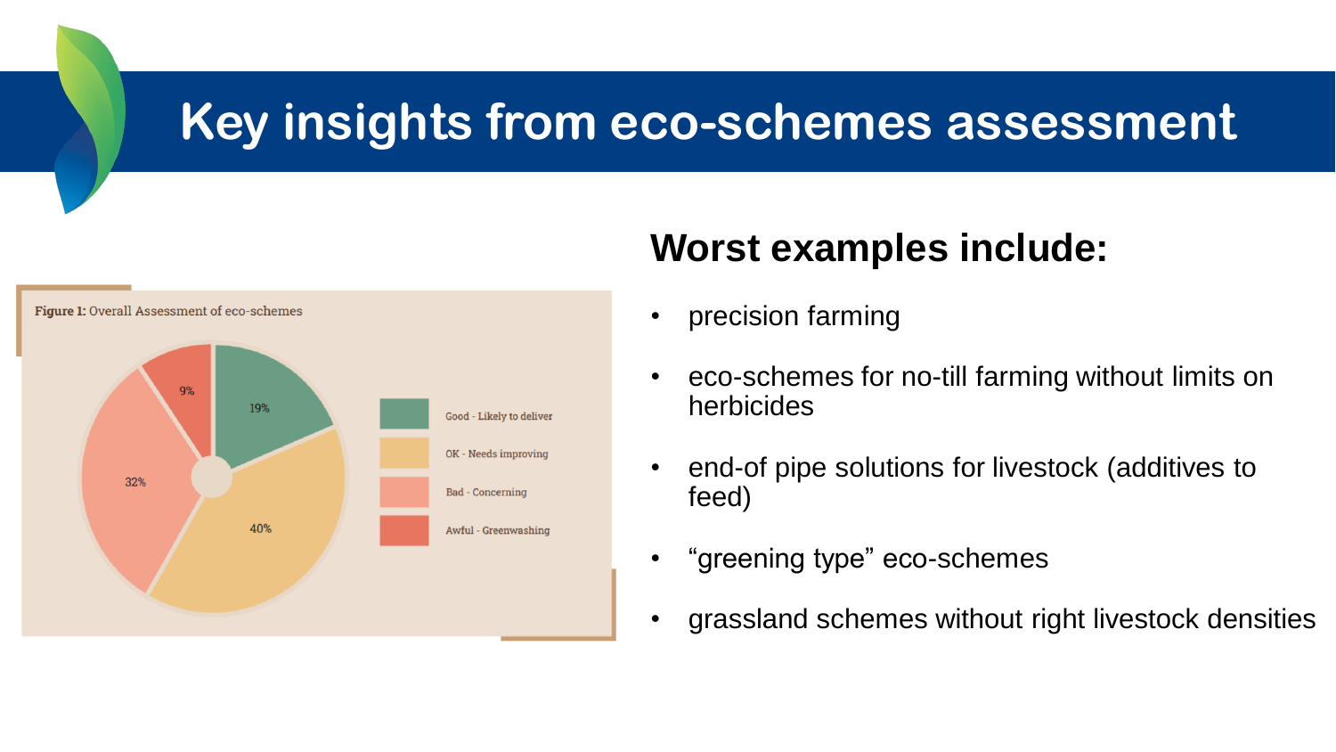# Key insights from eco-schemes assessment

**Figure 1:** Overall Assessment of eco-schemes

| Assessment | Share |
|---|---|
| Good - Likely to deliver | 19% |
| OK - Needs improving | 40% |
| Bad - Concerning | 32% |
| Awful - Greenwashing | 9% |

## Worst examples include:

- precision farming
- eco-schemes for no-till farming without limits on herbicides
- end-of pipe solutions for livestock (additives to feed)
- “greening type” eco-schemes
- grassland schemes without right livestock densities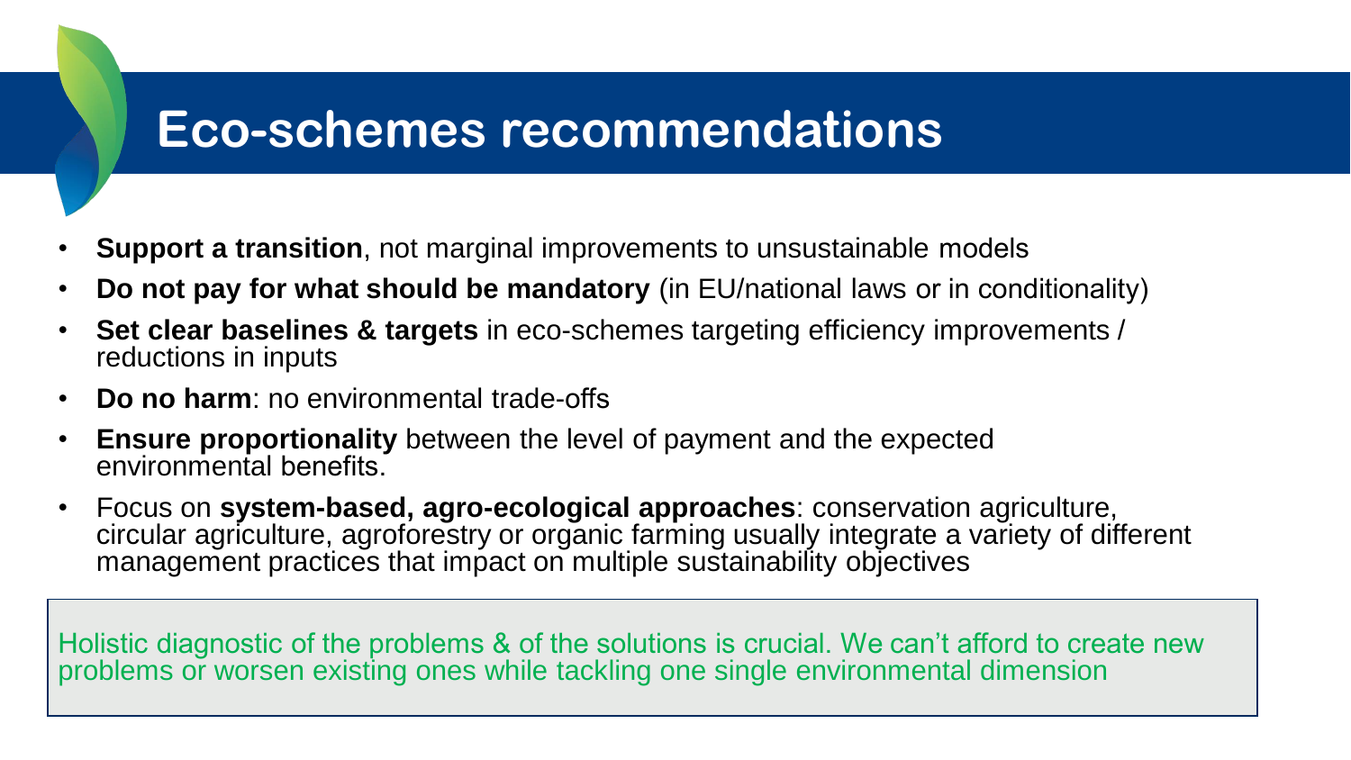# Eco-schemes recommendations

- **Support a transition**, not marginal improvements to unsustainable models
- **Do not pay for what should be mandatory** (in EU/national laws or in conditionality)
- **Set clear baselines & targets** in eco-schemes targeting efficiency improvements / reductions in inputs
- **Do no harm**: no environmental trade-offs
- **Ensure proportionality** between the level of payment and the expected environmental benefits.
- Focus on **system-based, agro-ecological approaches**: conservation agriculture, circular agriculture, agroforestry or organic farming usually integrate a variety of different management practices that impact on multiple sustainability objectives

Holistic diagnostic of the problems & of the solutions is crucial. We can't afford to create new problems or worsen existing ones while tackling one single environmental dimension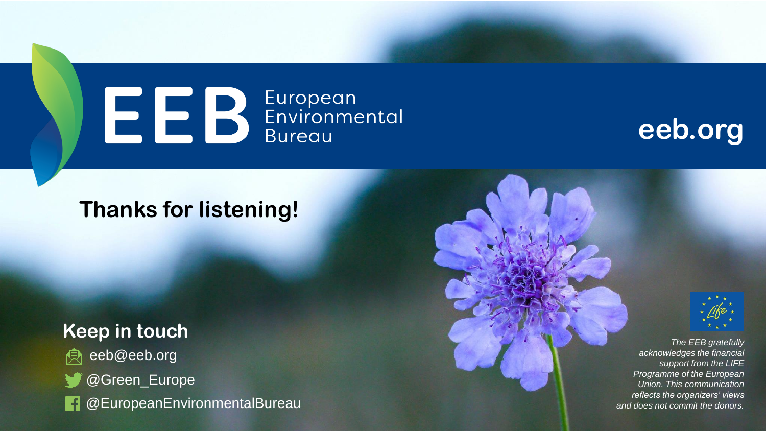# EEB European Environmental Bureau

eeb.org

## Thanks for listening!

### Keep in touch

eeb@eeb.org

@Green_Europe

@EuropeanEnvironmentalBureau

*The EEB gratefully acknowledges the financial support from the LIFE Programme of the European Union. This communication reflects the organizers' views and does not commit the donors.*